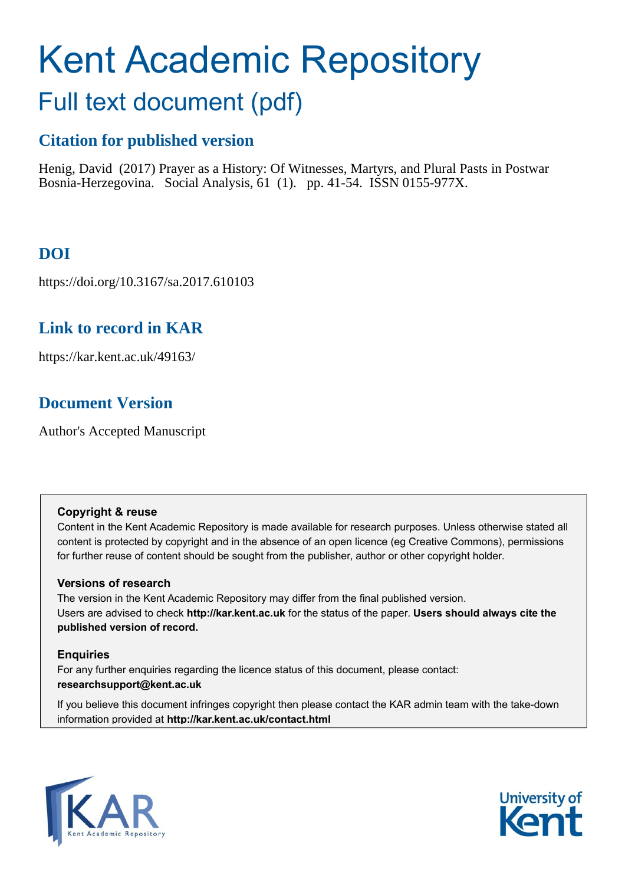# Kent Academic Repository

## Full text document (pdf)

### Citation for published version

Henig, David (2017) Prayer as a History: Of Witnesses, Martyrs, and Plural Pasts in Postwar Bosnia-Herzegovina. Social Analysis, 61 (1). pp. 41-54. ISSN 0155-977X.

### DOI

https://doi.org/10.3167/sa.2017.610103

### Link to record in KAR

https://kar.kent.ac.uk/49163/

### Document Version

Author's Accepted Manuscript

**Copyright & reuse**

Content in the Kent Academic Repository is made available for research purposes. Unless otherwise stated all content is protected by copyright and in the absence of an open licence (eg Creative Commons), permissions for further reuse of content should be sought from the publisher, author or other copyright holder.

**Versions of research**

The version in the Kent Academic Repository may differ from the final published version. Users are advised to check **http://kar.kent.ac.uk** for the status of the paper. **Users should always cite the published version of record.**

**Enquiries**

For any further enquiries regarding the licence status of this document, please contact: **researchsupport@kent.ac.uk**

If you believe this document infringes copyright then please contact the KAR admin team with the take-down information provided at **http://kar.kent.ac.uk/contact.html**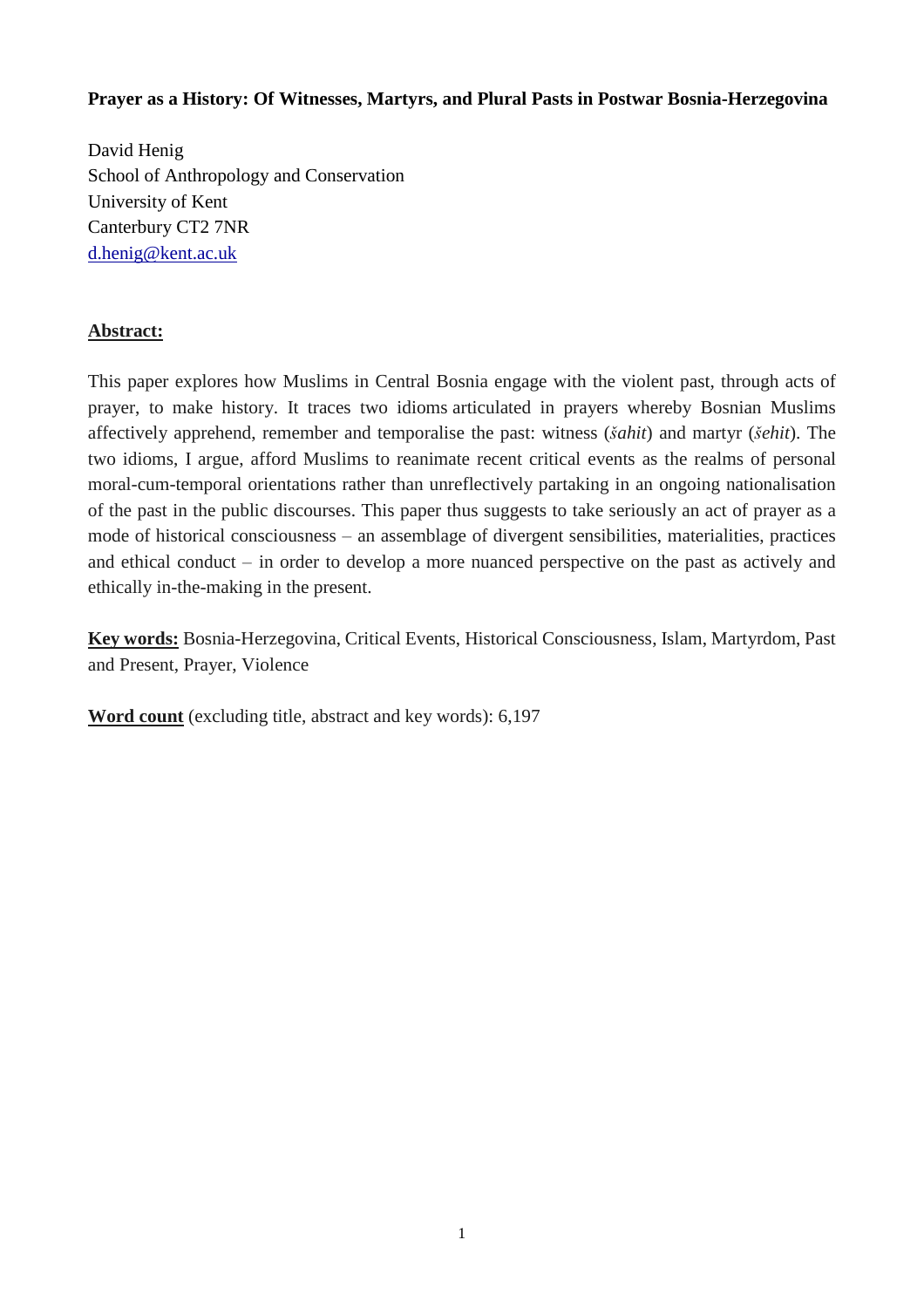**Prayer as a History: Of Witnesses, Martyrs, and Plural Pasts in Postwar Bosnia-Herzegovina**

David Henig
School of Anthropology and Conservation
University of Kent
Canterbury CT2 7NR
d.henig@kent.ac.uk

**Abstract:**

This paper explores how Muslims in Central Bosnia engage with the violent past, through acts of prayer, to make history. It traces two idioms articulated in prayers whereby Bosnian Muslims affectively apprehend, remember and temporalise the past: witness (*šahit*) and martyr (*šehit*). The two idioms, I argue, afford Muslims to reanimate recent critical events as the realms of personal moral-cum-temporal orientations rather than unreflectively partaking in an ongoing nationalisation of the past in the public discourses. This paper thus suggests to take seriously an act of prayer as a mode of historical consciousness – an assemblage of divergent sensibilities, materialities, practices and ethical conduct – in order to develop a more nuanced perspective on the past as actively and ethically in-the-making in the present.

**Key words:** Bosnia-Herzegovina, Critical Events, Historical Consciousness, Islam, Martyrdom, Past and Present, Prayer, Violence

**Word count** (excluding title, abstract and key words): 6,197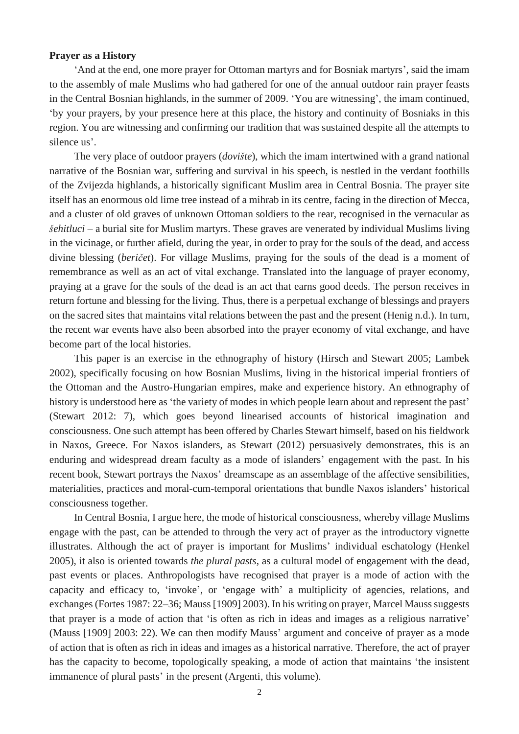**Prayer as a History**

'And at the end, one more prayer for Ottoman martyrs and for Bosniak martyrs', said the imam to the assembly of male Muslims who had gathered for one of the annual outdoor rain prayer feasts in the Central Bosnian highlands, in the summer of 2009. 'You are witnessing', the imam continued, 'by your prayers, by your presence here at this place, the history and continuity of Bosniaks in this region. You are witnessing and confirming our tradition that was sustained despite all the attempts to silence us'.

The very place of outdoor prayers (*dovište*), which the imam intertwined with a grand national narrative of the Bosnian war, suffering and survival in his speech, is nestled in the verdant foothills of the Zvijezda highlands, a historically significant Muslim area in Central Bosnia. The prayer site itself has an enormous old lime tree instead of a mihrab in its centre, facing in the direction of Mecca, and a cluster of old graves of unknown Ottoman soldiers to the rear, recognised in the vernacular as *šehitluci* – a burial site for Muslim martyrs. These graves are venerated by individual Muslims living in the vicinage, or further afield, during the year, in order to pray for the souls of the dead, and access divine blessing (*beričet*). For village Muslims, praying for the souls of the dead is a moment of remembrance as well as an act of vital exchange. Translated into the language of prayer economy, praying at a grave for the souls of the dead is an act that earns good deeds. The person receives in return fortune and blessing for the living. Thus, there is a perpetual exchange of blessings and prayers on the sacred sites that maintains vital relations between the past and the present (Henig n.d.). In turn, the recent war events have also been absorbed into the prayer economy of vital exchange, and have become part of the local histories.

This paper is an exercise in the ethnography of history (Hirsch and Stewart 2005; Lambek 2002), specifically focusing on how Bosnian Muslims, living in the historical imperial frontiers of the Ottoman and the Austro-Hungarian empires, make and experience history. An ethnography of history is understood here as 'the variety of modes in which people learn about and represent the past' (Stewart 2012: 7), which goes beyond linearised accounts of historical imagination and consciousness. One such attempt has been offered by Charles Stewart himself, based on his fieldwork in Naxos, Greece. For Naxos islanders, as Stewart (2012) persuasively demonstrates, this is an enduring and widespread dream faculty as a mode of islanders' engagement with the past. In his recent book, Stewart portrays the Naxos' dreamscape as an assemblage of the affective sensibilities, materialities, practices and moral-cum-temporal orientations that bundle Naxos islanders' historical consciousness together.

In Central Bosnia, I argue here, the mode of historical consciousness, whereby village Muslims engage with the past, can be attended to through the very act of prayer as the introductory vignette illustrates. Although the act of prayer is important for Muslims' individual eschatology (Henkel 2005), it also is oriented towards *the plural pasts*, as a cultural model of engagement with the dead, past events or places. Anthropologists have recognised that prayer is a mode of action with the capacity and efficacy to, 'invoke', or 'engage with' a multiplicity of agencies, relations, and exchanges (Fortes 1987: 22–36; Mauss [1909] 2003). In his writing on prayer, Marcel Mauss suggests that prayer is a mode of action that 'is often as rich in ideas and images as a religious narrative' (Mauss [1909] 2003: 22). We can then modify Mauss' argument and conceive of prayer as a mode of action that is often as rich in ideas and images as a historical narrative. Therefore, the act of prayer has the capacity to become, topologically speaking, a mode of action that maintains 'the insistent immanence of plural pasts' in the present (Argenti, this volume).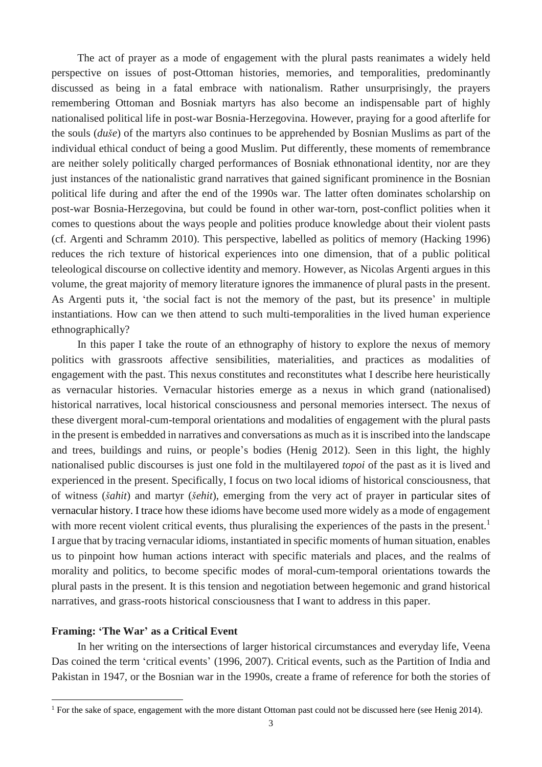The act of prayer as a mode of engagement with the plural pasts reanimates a widely held perspective on issues of post-Ottoman histories, memories, and temporalities, predominantly discussed as being in a fatal embrace with nationalism. Rather unsurprisingly, the prayers remembering Ottoman and Bosniak martyrs has also become an indispensable part of highly nationalised political life in post-war Bosnia-Herzegovina. However, praying for a good afterlife for the souls (*duše*) of the martyrs also continues to be apprehended by Bosnian Muslims as part of the individual ethical conduct of being a good Muslim. Put differently, these moments of remembrance are neither solely politically charged performances of Bosniak ethnonational identity, nor are they just instances of the nationalistic grand narratives that gained significant prominence in the Bosnian political life during and after the end of the 1990s war. The latter often dominates scholarship on post-war Bosnia-Herzegovina, but could be found in other war-torn, post-conflict polities when it comes to questions about the ways people and polities produce knowledge about their violent pasts (cf. Argenti and Schramm 2010). This perspective, labelled as politics of memory (Hacking 1996) reduces the rich texture of historical experiences into one dimension, that of a public political teleological discourse on collective identity and memory. However, as Nicolas Argenti argues in this volume, the great majority of memory literature ignores the immanence of plural pasts in the present. As Argenti puts it, 'the social fact is not the memory of the past, but its presence' in multiple instantiations. How can we then attend to such multi-temporalities in the lived human experience ethnographically?

In this paper I take the route of an ethnography of history to explore the nexus of memory politics with grassroots affective sensibilities, materialities, and practices as modalities of engagement with the past. This nexus constitutes and reconstitutes what I describe here heuristically as vernacular histories. Vernacular histories emerge as a nexus in which grand (nationalised) historical narratives, local historical consciousness and personal memories intersect. The nexus of these divergent moral-cum-temporal orientations and modalities of engagement with the plural pasts in the present is embedded in narratives and conversations as much as it is inscribed into the landscape and trees, buildings and ruins, or people's bodies (Henig 2012). Seen in this light, the highly nationalised public discourses is just one fold in the multilayered *topoi* of the past as it is lived and experienced in the present. Specifically, I focus on two local idioms of historical consciousness, that of witness (*šahit*) and martyr (*šehit*), emerging from the very act of prayer in particular sites of vernacular history. I trace how these idioms have become used more widely as a mode of engagement with more recent violent critical events, thus pluralising the experiences of the pasts in the present.[1] I argue that by tracing vernacular idioms, instantiated in specific moments of human situation, enables us to pinpoint how human actions interact with specific materials and places, and the realms of morality and politics, to become specific modes of moral-cum-temporal orientations towards the plural pasts in the present. It is this tension and negotiation between hegemonic and grand historical narratives, and grass-roots historical consciousness that I want to address in this paper.

## Framing: 'The War' as a Critical Event

In her writing on the intersections of larger historical circumstances and everyday life, Veena Das coined the term 'critical events' (1996, 2007). Critical events, such as the Partition of India and Pakistan in 1947, or the Bosnian war in the 1990s, create a frame of reference for both the stories of

[1] For the sake of space, engagement with the more distant Ottoman past could not be discussed here (see Henig 2014).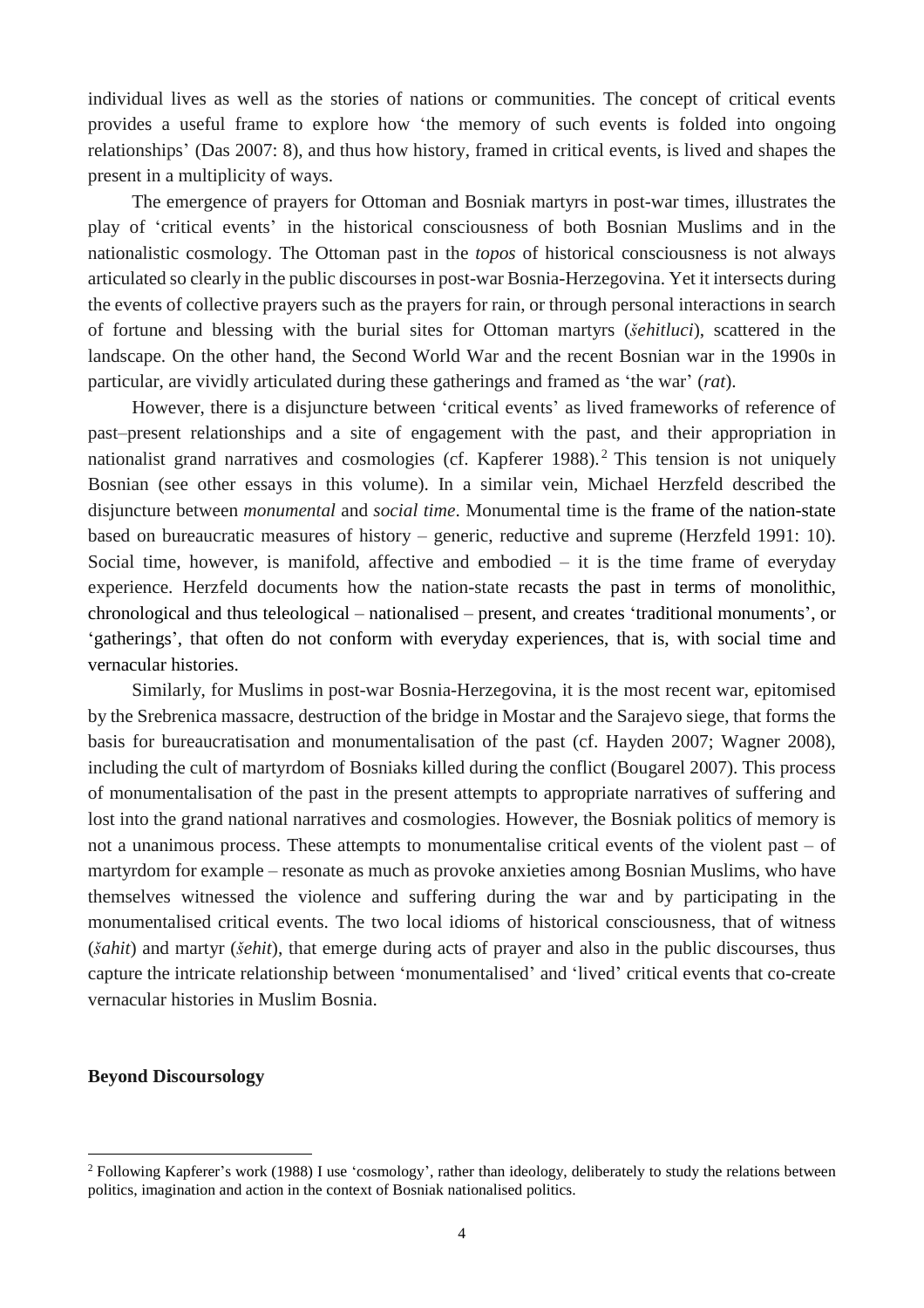individual lives as well as the stories of nations or communities. The concept of critical events provides a useful frame to explore how 'the memory of such events is folded into ongoing relationships' (Das 2007: 8), and thus how history, framed in critical events, is lived and shapes the present in a multiplicity of ways.

The emergence of prayers for Ottoman and Bosniak martyrs in post-war times, illustrates the play of 'critical events' in the historical consciousness of both Bosnian Muslims and in the nationalistic cosmology. The Ottoman past in the *topos* of historical consciousness is not always articulated so clearly in the public discourses in post-war Bosnia-Herzegovina. Yet it intersects during the events of collective prayers such as the prayers for rain, or through personal interactions in search of fortune and blessing with the burial sites for Ottoman martyrs (*šehitluci*), scattered in the landscape. On the other hand, the Second World War and the recent Bosnian war in the 1990s in particular, are vividly articulated during these gatherings and framed as 'the war' (*rat*).

However, there is a disjuncture between 'critical events' as lived frameworks of reference of past–present relationships and a site of engagement with the past, and their appropriation in nationalist grand narratives and cosmologies (cf. Kapferer 1988).[2] This tension is not uniquely Bosnian (see other essays in this volume). In a similar vein, Michael Herzfeld described the disjuncture between *monumental* and *social time*. Monumental time is the frame of the nation-state based on bureaucratic measures of history – generic, reductive and supreme (Herzfeld 1991: 10). Social time, however, is manifold, affective and embodied – it is the time frame of everyday experience. Herzfeld documents how the nation-state recasts the past in terms of monolithic, chronological and thus teleological – nationalised – present, and creates 'traditional monuments', or 'gatherings', that often do not conform with everyday experiences, that is, with social time and vernacular histories.

Similarly, for Muslims in post-war Bosnia-Herzegovina, it is the most recent war, epitomised by the Srebrenica massacre, destruction of the bridge in Mostar and the Sarajevo siege, that forms the basis for bureaucratisation and monumentalisation of the past (cf. Hayden 2007; Wagner 2008), including the cult of martyrdom of Bosniaks killed during the conflict (Bougarel 2007). This process of monumentalisation of the past in the present attempts to appropriate narratives of suffering and lost into the grand national narratives and cosmologies. However, the Bosniak politics of memory is not a unanimous process. These attempts to monumentalise critical events of the violent past – of martyrdom for example – resonate as much as provoke anxieties among Bosnian Muslims, who have themselves witnessed the violence and suffering during the war and by participating in the monumentalised critical events. The two local idioms of historical consciousness, that of witness (*šahit*) and martyr (*šehit*), that emerge during acts of prayer and also in the public discourses, thus capture the intricate relationship between 'monumentalised' and 'lived' critical events that co-create vernacular histories in Muslim Bosnia.

## Beyond Discoursology

---

[2] Following Kapferer's work (1988) I use 'cosmology', rather than ideology, deliberately to study the relations between politics, imagination and action in the context of Bosniak nationalised politics.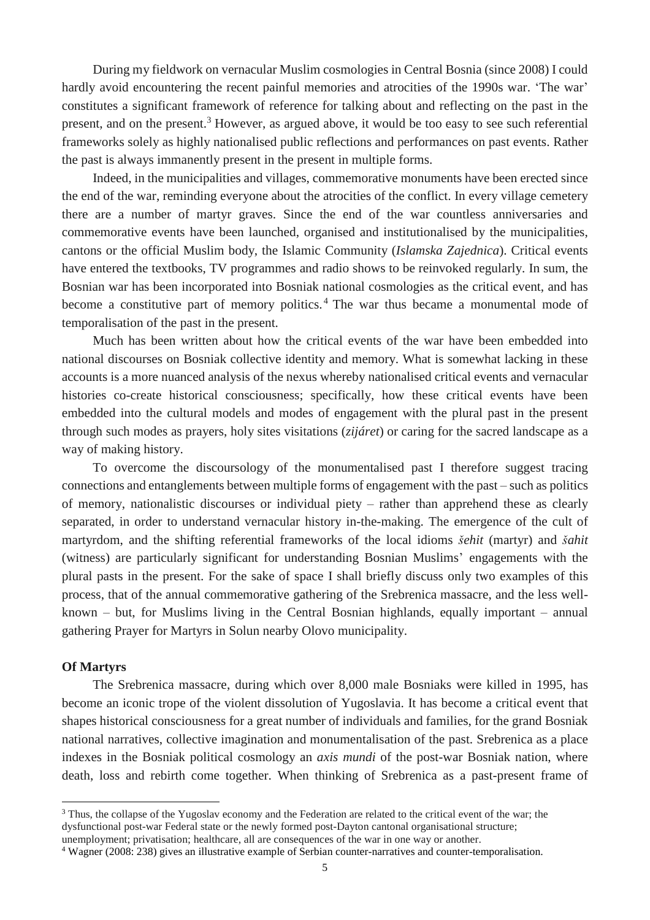During my fieldwork on vernacular Muslim cosmologies in Central Bosnia (since 2008) I could hardly avoid encountering the recent painful memories and atrocities of the 1990s war. 'The war' constitutes a significant framework of reference for talking about and reflecting on the past in the present, and on the present.[3] However, as argued above, it would be too easy to see such referential frameworks solely as highly nationalised public reflections and performances on past events. Rather the past is always immanently present in the present in multiple forms.

Indeed, in the municipalities and villages, commemorative monuments have been erected since the end of the war, reminding everyone about the atrocities of the conflict. In every village cemetery there are a number of martyr graves. Since the end of the war countless anniversaries and commemorative events have been launched, organised and institutionalised by the municipalities, cantons or the official Muslim body, the Islamic Community (*Islamska Zajednica*). Critical events have entered the textbooks, TV programmes and radio shows to be reinvoked regularly. In sum, the Bosnian war has been incorporated into Bosniak national cosmologies as the critical event, and has become a constitutive part of memory politics.[4] The war thus became a monumental mode of temporalisation of the past in the present.

Much has been written about how the critical events of the war have been embedded into national discourses on Bosniak collective identity and memory. What is somewhat lacking in these accounts is a more nuanced analysis of the nexus whereby nationalised critical events and vernacular histories co-create historical consciousness; specifically, how these critical events have been embedded into the cultural models and modes of engagement with the plural past in the present through such modes as prayers, holy sites visitations (*zijáret*) or caring for the sacred landscape as a way of making history.

To overcome the discoursology of the monumentalised past I therefore suggest tracing connections and entanglements between multiple forms of engagement with the past – such as politics of memory, nationalistic discourses or individual piety – rather than apprehend these as clearly separated, in order to understand vernacular history in-the-making. The emergence of the cult of martyrdom, and the shifting referential frameworks of the local idioms *šehit* (martyr) and *šahit* (witness) are particularly significant for understanding Bosnian Muslims' engagements with the plural pasts in the present. For the sake of space I shall briefly discuss only two examples of this process, that of the annual commemorative gathering of the Srebrenica massacre, and the less well-known – but, for Muslims living in the Central Bosnian highlands, equally important – annual gathering Prayer for Martyrs in Solun nearby Olovo municipality.

**Of Martyrs**

The Srebrenica massacre, during which over 8,000 male Bosniaks were killed in 1995, has become an iconic trope of the violent dissolution of Yugoslavia. It has become a critical event that shapes historical consciousness for a great number of individuals and families, for the grand Bosniak national narratives, collective imagination and monumentalisation of the past. Srebrenica as a place indexes in the Bosniak political cosmology an *axis mundi* of the post-war Bosniak nation, where death, loss and rebirth come together. When thinking of Srebrenica as a past-present frame of

---

[3] Thus, the collapse of the Yugoslav economy and the Federation are related to the critical event of the war; the dysfunctional post-war Federal state or the newly formed post-Dayton cantonal organisational structure; unemployment; privatisation; healthcare, all are consequences of the war in one way or another.

[4] Wagner (2008: 238) gives an illustrative example of Serbian counter-narratives and counter-temporalisation.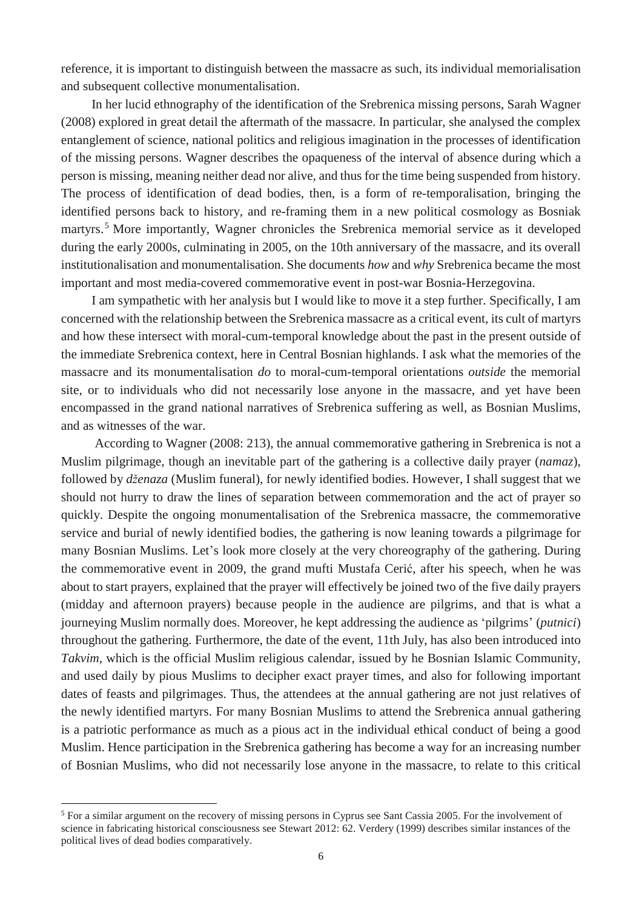reference, it is important to distinguish between the massacre as such, its individual memorialisation and subsequent collective monumentalisation.

In her lucid ethnography of the identification of the Srebrenica missing persons, Sarah Wagner (2008) explored in great detail the aftermath of the massacre. In particular, she analysed the complex entanglement of science, national politics and religious imagination in the processes of identification of the missing persons. Wagner describes the opaqueness of the interval of absence during which a person is missing, meaning neither dead nor alive, and thus for the time being suspended from history. The process of identification of dead bodies, then, is a form of re-temporalisation, bringing the identified persons back to history, and re-framing them in a new political cosmology as Bosniak martyrs.[5] More importantly, Wagner chronicles the Srebrenica memorial service as it developed during the early 2000s, culminating in 2005, on the 10th anniversary of the massacre, and its overall institutionalisation and monumentalisation. She documents *how* and *why* Srebrenica became the most important and most media-covered commemorative event in post-war Bosnia-Herzegovina.

I am sympathetic with her analysis but I would like to move it a step further. Specifically, I am concerned with the relationship between the Srebrenica massacre as a critical event, its cult of martyrs and how these intersect with moral-cum-temporal knowledge about the past in the present outside of the immediate Srebrenica context, here in Central Bosnian highlands. I ask what the memories of the massacre and its monumentalisation *do* to moral-cum-temporal orientations *outside* the memorial site, or to individuals who did not necessarily lose anyone in the massacre, and yet have been encompassed in the grand national narratives of Srebrenica suffering as well, as Bosnian Muslims, and as witnesses of the war.

According to Wagner (2008: 213), the annual commemorative gathering in Srebrenica is not a Muslim pilgrimage, though an inevitable part of the gathering is a collective daily prayer (*namaz*), followed by *dženaza* (Muslim funeral), for newly identified bodies. However, I shall suggest that we should not hurry to draw the lines of separation between commemoration and the act of prayer so quickly. Despite the ongoing monumentalisation of the Srebrenica massacre, the commemorative service and burial of newly identified bodies, the gathering is now leaning towards a pilgrimage for many Bosnian Muslims. Let's look more closely at the very choreography of the gathering. During the commemorative event in 2009, the grand mufti Mustafa Cerić, after his speech, when he was about to start prayers, explained that the prayer will effectively be joined two of the five daily prayers (midday and afternoon prayers) because people in the audience are pilgrims, and that is what a journeying Muslim normally does. Moreover, he kept addressing the audience as 'pilgrims' (*putnici*) throughout the gathering. Furthermore, the date of the event, 11th July, has also been introduced into *Takvim*, which is the official Muslim religious calendar, issued by he Bosnian Islamic Community, and used daily by pious Muslims to decipher exact prayer times, and also for following important dates of feasts and pilgrimages. Thus, the attendees at the annual gathering are not just relatives of the newly identified martyrs. For many Bosnian Muslims to attend the Srebrenica annual gathering is a patriotic performance as much as a pious act in the individual ethical conduct of being a good Muslim. Hence participation in the Srebrenica gathering has become a way for an increasing number of Bosnian Muslims, who did not necessarily lose anyone in the massacre, to relate to this critical

---

[5] For a similar argument on the recovery of missing persons in Cyprus see Sant Cassia 2005. For the involvement of science in fabricating historical consciousness see Stewart 2012: 62. Verdery (1999) describes similar instances of the political lives of dead bodies comparatively.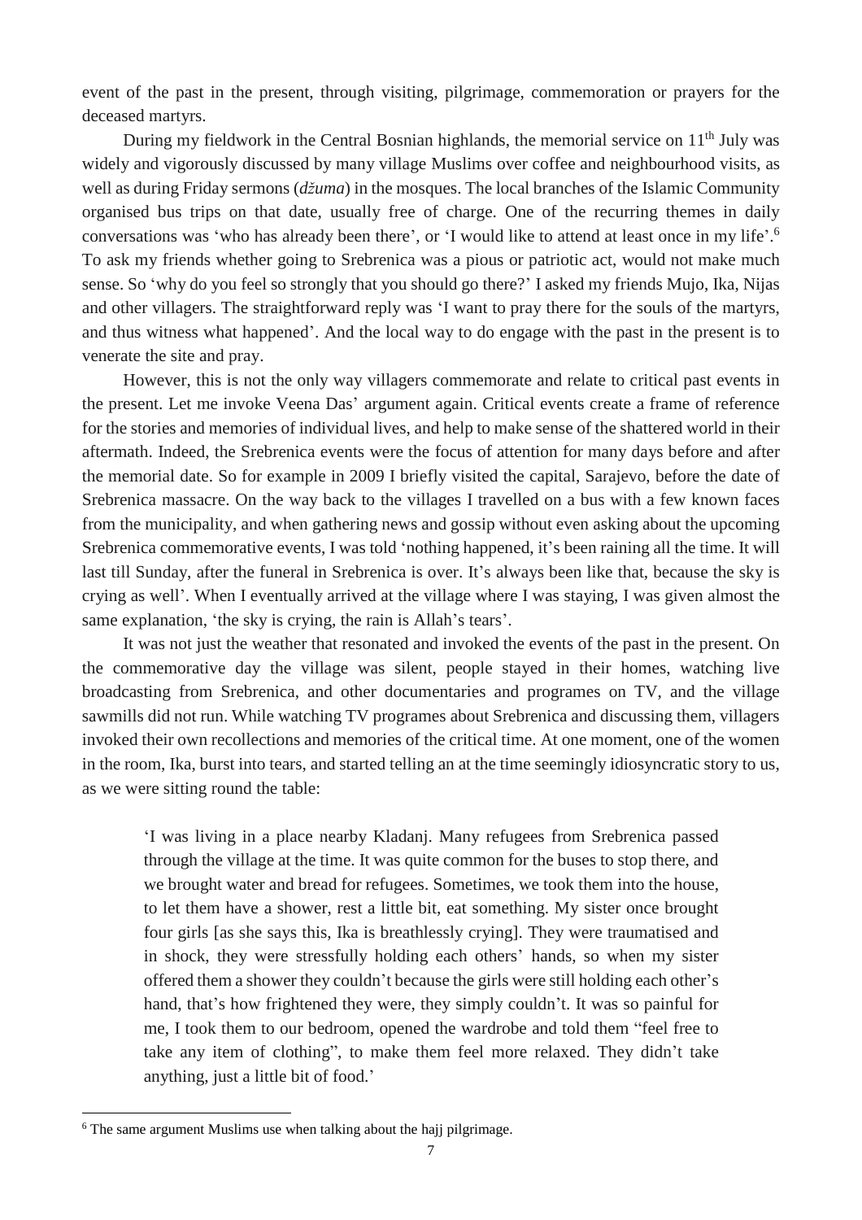event of the past in the present, through visiting, pilgrimage, commemoration or prayers for the deceased martyrs.

During my fieldwork in the Central Bosnian highlands, the memorial service on 11th July was widely and vigorously discussed by many village Muslims over coffee and neighbourhood visits, as well as during Friday sermons (*džuma*) in the mosques. The local branches of the Islamic Community organised bus trips on that date, usually free of charge. One of the recurring themes in daily conversations was 'who has already been there', or 'I would like to attend at least once in my life'.[6] To ask my friends whether going to Srebrenica was a pious or patriotic act, would not make much sense. So 'why do you feel so strongly that you should go there?' I asked my friends Mujo, Ika, Nijas and other villagers. The straightforward reply was 'I want to pray there for the souls of the martyrs, and thus witness what happened'. And the local way to do engage with the past in the present is to venerate the site and pray.

However, this is not the only way villagers commemorate and relate to critical past events in the present. Let me invoke Veena Das' argument again. Critical events create a frame of reference for the stories and memories of individual lives, and help to make sense of the shattered world in their aftermath. Indeed, the Srebrenica events were the focus of attention for many days before and after the memorial date. So for example in 2009 I briefly visited the capital, Sarajevo, before the date of Srebrenica massacre. On the way back to the villages I travelled on a bus with a few known faces from the municipality, and when gathering news and gossip without even asking about the upcoming Srebrenica commemorative events, I was told 'nothing happened, it's been raining all the time. It will last till Sunday, after the funeral in Srebrenica is over. It's always been like that, because the sky is crying as well'. When I eventually arrived at the village where I was staying, I was given almost the same explanation, 'the sky is crying, the rain is Allah's tears'.

It was not just the weather that resonated and invoked the events of the past in the present. On the commemorative day the village was silent, people stayed in their homes, watching live broadcasting from Srebrenica, and other documentaries and programes on TV, and the village sawmills did not run. While watching TV programes about Srebrenica and discussing them, villagers invoked their own recollections and memories of the critical time. At one moment, one of the women in the room, Ika, burst into tears, and started telling an at the time seemingly idiosyncratic story to us, as we were sitting round the table:

> 'I was living in a place nearby Kladanj. Many refugees from Srebrenica passed through the village at the time. It was quite common for the buses to stop there, and we brought water and bread for refugees. Sometimes, we took them into the house, to let them have a shower, rest a little bit, eat something. My sister once brought four girls [as she says this, Ika is breathlessly crying]. They were traumatised and in shock, they were stressfully holding each others' hands, so when my sister offered them a shower they couldn't because the girls were still holding each other's hand, that's how frightened they were, they simply couldn't. It was so painful for me, I took them to our bedroom, opened the wardrobe and told them "feel free to take any item of clothing", to make them feel more relaxed. They didn't take anything, just a little bit of food.'

[6] The same argument Muslims use when talking about the hajj pilgrimage.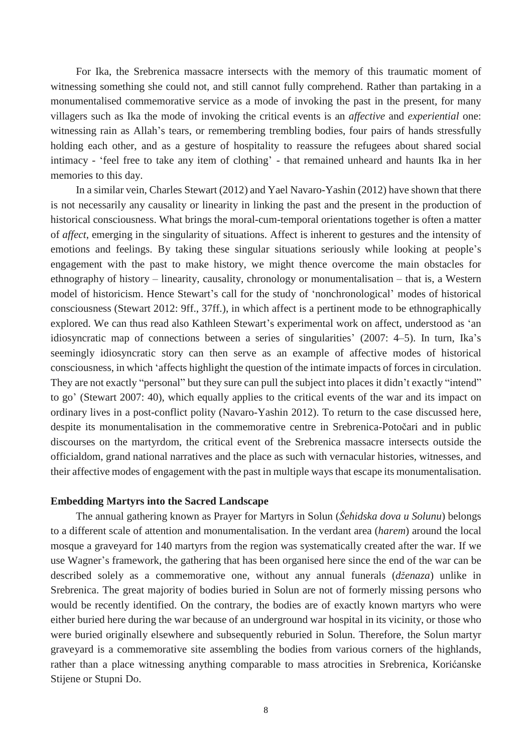For Ika, the Srebrenica massacre intersects with the memory of this traumatic moment of witnessing something she could not, and still cannot fully comprehend. Rather than partaking in a monumentalised commemorative service as a mode of invoking the past in the present, for many villagers such as Ika the mode of invoking the critical events is an *affective* and *experiential* one: witnessing rain as Allah's tears, or remembering trembling bodies, four pairs of hands stressfully holding each other, and as a gesture of hospitality to reassure the refugees about shared social intimacy - 'feel free to take any item of clothing' - that remained unheard and haunts Ika in her memories to this day.

In a similar vein, Charles Stewart (2012) and Yael Navaro-Yashin (2012) have shown that there is not necessarily any causality or linearity in linking the past and the present in the production of historical consciousness. What brings the moral-cum-temporal orientations together is often a matter of *affect*, emerging in the singularity of situations. Affect is inherent to gestures and the intensity of emotions and feelings. By taking these singular situations seriously while looking at people's engagement with the past to make history, we might thence overcome the main obstacles for ethnography of history – linearity, causality, chronology or monumentalisation – that is, a Western model of historicism. Hence Stewart's call for the study of 'nonchronological' modes of historical consciousness (Stewart 2012: 9ff., 37ff.), in which affect is a pertinent mode to be ethnographically explored. We can thus read also Kathleen Stewart's experimental work on affect, understood as 'an idiosyncratic map of connections between a series of singularities' (2007: 4–5). In turn, Ika's seemingly idiosyncratic story can then serve as an example of affective modes of historical consciousness, in which 'affects highlight the question of the intimate impacts of forces in circulation. They are not exactly "personal" but they sure can pull the subject into places it didn't exactly "intend" to go' (Stewart 2007: 40), which equally applies to the critical events of the war and its impact on ordinary lives in a post-conflict polity (Navaro-Yashin 2012). To return to the case discussed here, despite its monumentalisation in the commemorative centre in Srebrenica-Potočari and in public discourses on the martyrdom, the critical event of the Srebrenica massacre intersects outside the officialdom, grand national narratives and the place as such with vernacular histories, witnesses, and their affective modes of engagement with the past in multiple ways that escape its monumentalisation.

## Embedding Martyrs into the Sacred Landscape

The annual gathering known as Prayer for Martyrs in Solun (*Šehidska dova u Solunu*) belongs to a different scale of attention and monumentalisation. In the verdant area (*harem*) around the local mosque a graveyard for 140 martyrs from the region was systematically created after the war. If we use Wagner's framework, the gathering that has been organised here since the end of the war can be described solely as a commemorative one, without any annual funerals (*dženaza*) unlike in Srebrenica. The great majority of bodies buried in Solun are not of formerly missing persons who would be recently identified. On the contrary, the bodies are of exactly known martyrs who were either buried here during the war because of an underground war hospital in its vicinity, or those who were buried originally elsewhere and subsequently reburied in Solun. Therefore, the Solun martyr graveyard is a commemorative site assembling the bodies from various corners of the highlands, rather than a place witnessing anything comparable to mass atrocities in Srebrenica, Korićanske Stijene or Stupni Do.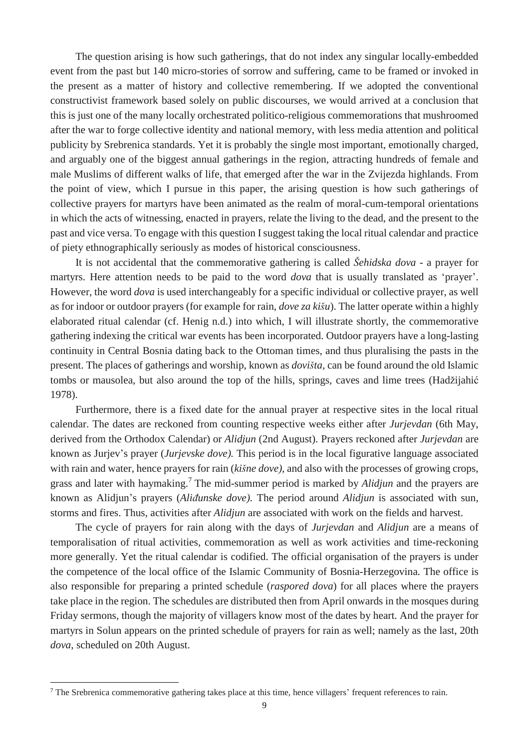The question arising is how such gatherings, that do not index any singular locally-embedded event from the past but 140 micro-stories of sorrow and suffering, came to be framed or invoked in the present as a matter of history and collective remembering. If we adopted the conventional constructivist framework based solely on public discourses, we would arrived at a conclusion that this is just one of the many locally orchestrated politico-religious commemorations that mushroomed after the war to forge collective identity and national memory, with less media attention and political publicity by Srebrenica standards. Yet it is probably the single most important, emotionally charged, and arguably one of the biggest annual gatherings in the region, attracting hundreds of female and male Muslims of different walks of life, that emerged after the war in the Zvijezda highlands. From the point of view, which I pursue in this paper, the arising question is how such gatherings of collective prayers for martyrs have been animated as the realm of moral-cum-temporal orientations in which the acts of witnessing, enacted in prayers, relate the living to the dead, and the present to the past and vice versa. To engage with this question I suggest taking the local ritual calendar and practice of piety ethnographically seriously as modes of historical consciousness.

It is not accidental that the commemorative gathering is called *Šehidska dova* - a prayer for martyrs. Here attention needs to be paid to the word *dova* that is usually translated as 'prayer'. However, the word *dova* is used interchangeably for a specific individual or collective prayer, as well as for indoor or outdoor prayers (for example for rain, *dove za kišu*). The latter operate within a highly elaborated ritual calendar (cf. Henig n.d.) into which, I will illustrate shortly, the commemorative gathering indexing the critical war events has been incorporated. Outdoor prayers have a long-lasting continuity in Central Bosnia dating back to the Ottoman times, and thus pluralising the pasts in the present. The places of gatherings and worship, known as *dovišta*, can be found around the old Islamic tombs or mausolea, but also around the top of the hills, springs, caves and lime trees (Hadžijahić 1978).

Furthermore, there is a fixed date for the annual prayer at respective sites in the local ritual calendar. The dates are reckoned from counting respective weeks either after *Jurjevdan* (6th May, derived from the Orthodox Calendar) or *Alidjun* (2nd August). Prayers reckoned after *Jurjevdan* are known as Jurjev's prayer (*Jurjevske dove).* This period is in the local figurative language associated with rain and water, hence prayers for rain (*kišne dove),* and also with the processes of growing crops, grass and later with haymaking.[7] The mid-summer period is marked by *Alidjun* and the prayers are known as Alidjun's prayers (*Aliđunske dove).* The period around *Alidjun* is associated with sun, storms and fires. Thus, activities after *Alidjun* are associated with work on the fields and harvest.

The cycle of prayers for rain along with the days of *Jurjevdan* and *Alidjun* are a means of temporalisation of ritual activities, commemoration as well as work activities and time-reckoning more generally. Yet the ritual calendar is codified. The official organisation of the prayers is under the competence of the local office of the Islamic Community of Bosnia-Herzegovina. The office is also responsible for preparing a printed schedule (*raspored dova*) for all places where the prayers take place in the region. The schedules are distributed then from April onwards in the mosques during Friday sermons, though the majority of villagers know most of the dates by heart. And the prayer for martyrs in Solun appears on the printed schedule of prayers for rain as well; namely as the last, 20th *dova*, scheduled on 20th August.

---

[7] The Srebrenica commemorative gathering takes place at this time, hence villagers' frequent references to rain.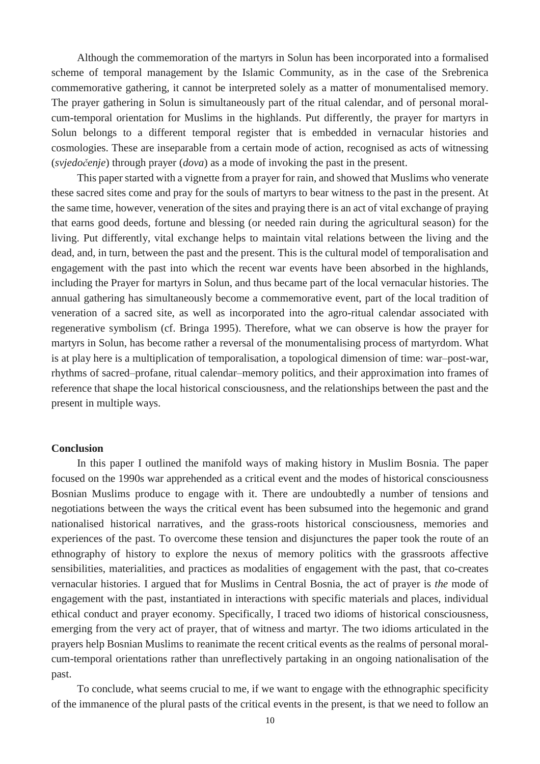Although the commemoration of the martyrs in Solun has been incorporated into a formalised scheme of temporal management by the Islamic Community, as in the case of the Srebrenica commemorative gathering, it cannot be interpreted solely as a matter of monumentalised memory. The prayer gathering in Solun is simultaneously part of the ritual calendar, and of personal moral-cum-temporal orientation for Muslims in the highlands. Put differently, the prayer for martyrs in Solun belongs to a different temporal register that is embedded in vernacular histories and cosmologies. These are inseparable from a certain mode of action, recognised as acts of witnessing (*svjedočenje*) through prayer (*dova*) as a mode of invoking the past in the present.

This paper started with a vignette from a prayer for rain, and showed that Muslims who venerate these sacred sites come and pray for the souls of martyrs to bear witness to the past in the present. At the same time, however, veneration of the sites and praying there is an act of vital exchange of praying that earns good deeds, fortune and blessing (or needed rain during the agricultural season) for the living. Put differently, vital exchange helps to maintain vital relations between the living and the dead, and, in turn, between the past and the present. This is the cultural model of temporalisation and engagement with the past into which the recent war events have been absorbed in the highlands, including the Prayer for martyrs in Solun, and thus became part of the local vernacular histories. The annual gathering has simultaneously become a commemorative event, part of the local tradition of veneration of a sacred site, as well as incorporated into the agro-ritual calendar associated with regenerative symbolism (cf. Bringa 1995). Therefore, what we can observe is how the prayer for martyrs in Solun, has become rather a reversal of the monumentalising process of martyrdom. What is at play here is a multiplication of temporalisation, a topological dimension of time: war–post-war, rhythms of sacred–profane, ritual calendar–memory politics, and their approximation into frames of reference that shape the local historical consciousness, and the relationships between the past and the present in multiple ways.

## Conclusion

In this paper I outlined the manifold ways of making history in Muslim Bosnia. The paper focused on the 1990s war apprehended as a critical event and the modes of historical consciousness Bosnian Muslims produce to engage with it. There are undoubtedly a number of tensions and negotiations between the ways the critical event has been subsumed into the hegemonic and grand nationalised historical narratives, and the grass-roots historical consciousness, memories and experiences of the past. To overcome these tension and disjunctures the paper took the route of an ethnography of history to explore the nexus of memory politics with the grassroots affective sensibilities, materialities, and practices as modalities of engagement with the past, that co-creates vernacular histories. I argued that for Muslims in Central Bosnia, the act of prayer is *the* mode of engagement with the past, instantiated in interactions with specific materials and places, individual ethical conduct and prayer economy. Specifically, I traced two idioms of historical consciousness, emerging from the very act of prayer, that of witness and martyr. The two idioms articulated in the prayers help Bosnian Muslims to reanimate the recent critical events as the realms of personal moral-cum-temporal orientations rather than unreflectively partaking in an ongoing nationalisation of the past.

To conclude, what seems crucial to me, if we want to engage with the ethnographic specificity of the immanence of the plural pasts of the critical events in the present, is that we need to follow an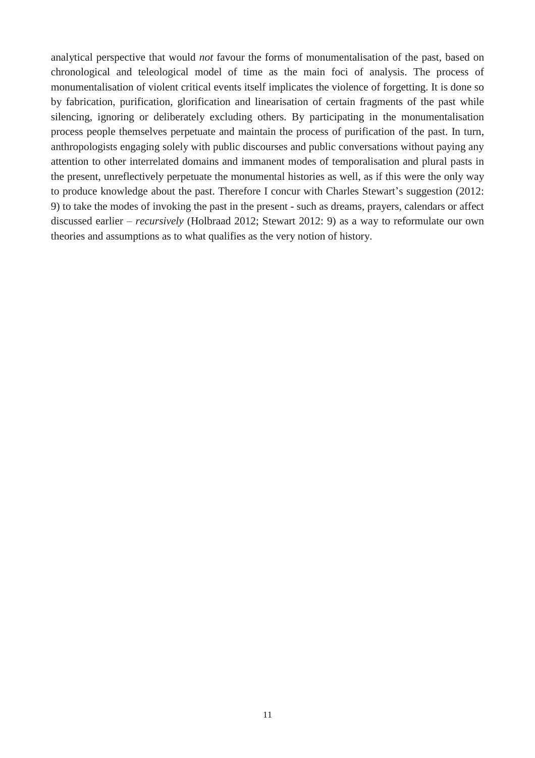analytical perspective that would *not* favour the forms of monumentalisation of the past, based on chronological and teleological model of time as the main foci of analysis. The process of monumentalisation of violent critical events itself implicates the violence of forgetting. It is done so by fabrication, purification, glorification and linearisation of certain fragments of the past while silencing, ignoring or deliberately excluding others. By participating in the monumentalisation process people themselves perpetuate and maintain the process of purification of the past. In turn, anthropologists engaging solely with public discourses and public conversations without paying any attention to other interrelated domains and immanent modes of temporalisation and plural pasts in the present, unreflectively perpetuate the monumental histories as well, as if this were the only way to produce knowledge about the past. Therefore I concur with Charles Stewart's suggestion (2012: 9) to take the modes of invoking the past in the present - such as dreams, prayers, calendars or affect discussed earlier – *recursively* (Holbraad 2012; Stewart 2012: 9) as a way to reformulate our own theories and assumptions as to what qualifies as the very notion of history.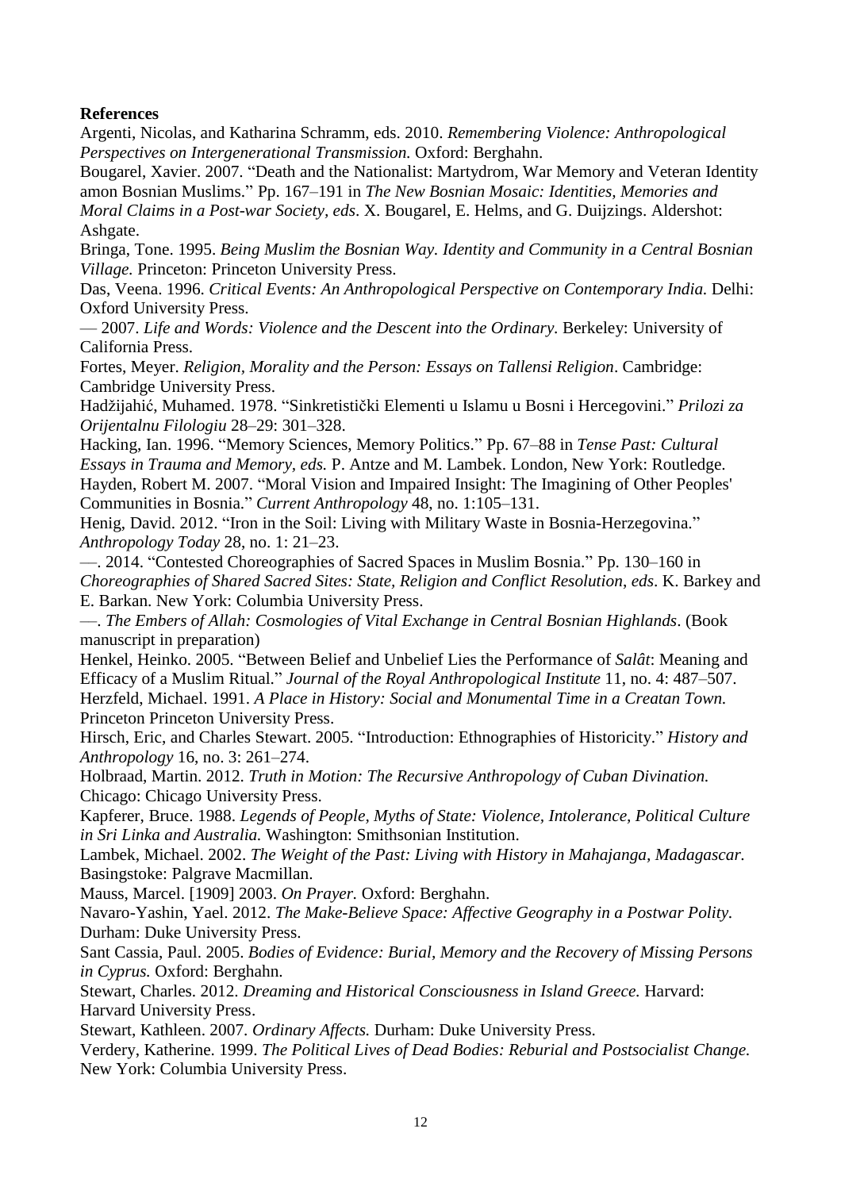**References**

Argenti, Nicolas, and Katharina Schramm, eds. 2010. *Remembering Violence: Anthropological Perspectives on Intergenerational Transmission.* Oxford: Berghahn.

Bougarel, Xavier. 2007. "Death and the Nationalist: Martydrom, War Memory and Veteran Identity amon Bosnian Muslims." Pp. 167–191 in *The New Bosnian Mosaic: Identities, Memories and Moral Claims in a Post-war Society, eds*. X. Bougarel, E. Helms, and G. Duijzings. Aldershot: Ashgate.

Bringa, Tone. 1995. *Being Muslim the Bosnian Way. Identity and Community in a Central Bosnian Village.* Princeton: Princeton University Press.

Das, Veena. 1996. *Critical Events: An Anthropological Perspective on Contemporary India.* Delhi: Oxford University Press.

— 2007. *Life and Words: Violence and the Descent into the Ordinary.* Berkeley: University of California Press.

Fortes, Meyer. *Religion, Morality and the Person: Essays on Tallensi Religion*. Cambridge: Cambridge University Press.

Hadžijahić, Muhamed. 1978. "Sinkretistički Elementi u Islamu u Bosni i Hercegovini." *Prilozi za Orijentalnu Filologiu* 28–29: 301–328.

Hacking, Ian. 1996. "Memory Sciences, Memory Politics." Pp. 67–88 in *Tense Past: Cultural Essays in Trauma and Memory, eds.* P. Antze and M. Lambek. London, New York: Routledge.

Hayden, Robert M. 2007. "Moral Vision and Impaired Insight: The Imagining of Other Peoples' Communities in Bosnia." *Current Anthropology* 48, no. 1:105–131.

Henig, David. 2012. "Iron in the Soil: Living with Military Waste in Bosnia-Herzegovina." *Anthropology Today* 28, no. 1: 21–23.

—. 2014. "Contested Choreographies of Sacred Spaces in Muslim Bosnia." Pp. 130–160 in *Choreographies of Shared Sacred Sites: State, Religion and Conflict Resolution*, *eds*. K. Barkey and E. Barkan. New York: Columbia University Press.

—. *The Embers of Allah: Cosmologies of Vital Exchange in Central Bosnian Highlands*. (Book manuscript in preparation)

Henkel, Heinko. 2005. "Between Belief and Unbelief Lies the Performance of *Salât*: Meaning and Efficacy of a Muslim Ritual." *Journal of the Royal Anthropological Institute* 11, no. 4: 487–507.

Herzfeld, Michael. 1991. *A Place in History: Social and Monumental Time in a Creatan Town.* Princeton Princeton University Press.

Hirsch, Eric, and Charles Stewart. 2005. "Introduction: Ethnographies of Historicity." *History and Anthropology* 16, no. 3: 261–274.

Holbraad, Martin. 2012. *Truth in Motion: The Recursive Anthropology of Cuban Divination.* Chicago: Chicago University Press.

Kapferer, Bruce. 1988. *Legends of People, Myths of State: Violence, Intolerance, Political Culture in Sri Linka and Australia.* Washington: Smithsonian Institution.

Lambek, Michael. 2002. *The Weight of the Past: Living with History in Mahajanga, Madagascar.* Basingstoke: Palgrave Macmillan.

Mauss, Marcel. [1909] 2003. *On Prayer.* Oxford: Berghahn.

Navaro-Yashin, Yael. 2012. *The Make-Believe Space: Affective Geography in a Postwar Polity.* Durham: Duke University Press.

Sant Cassia, Paul. 2005. *Bodies of Evidence: Burial, Memory and the Recovery of Missing Persons in Cyprus.* Oxford: Berghahn.

Stewart, Charles. 2012. *Dreaming and Historical Consciousness in Island Greece.* Harvard: Harvard University Press.

Stewart, Kathleen. 2007. *Ordinary Affects.* Durham: Duke University Press.

Verdery, Katherine. 1999. *The Political Lives of Dead Bodies: Reburial and Postsocialist Change.* New York: Columbia University Press.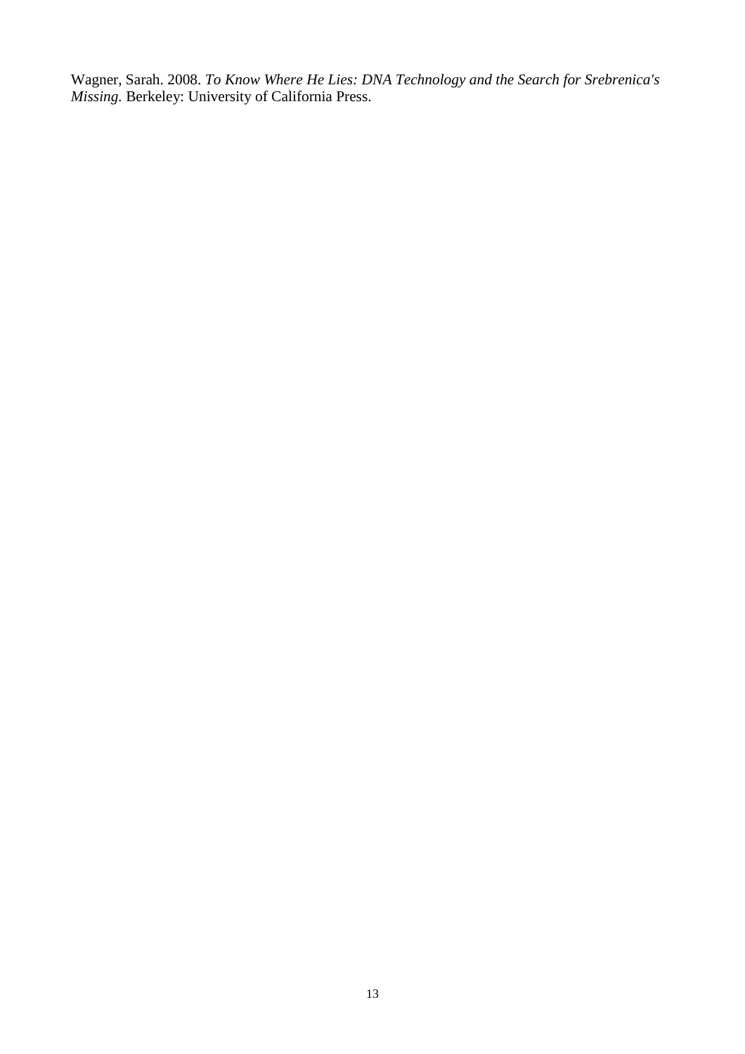Wagner, Sarah. 2008. *To Know Where He Lies: DNA Technology and the Search for Srebrenica's Missing.* Berkeley: University of California Press.